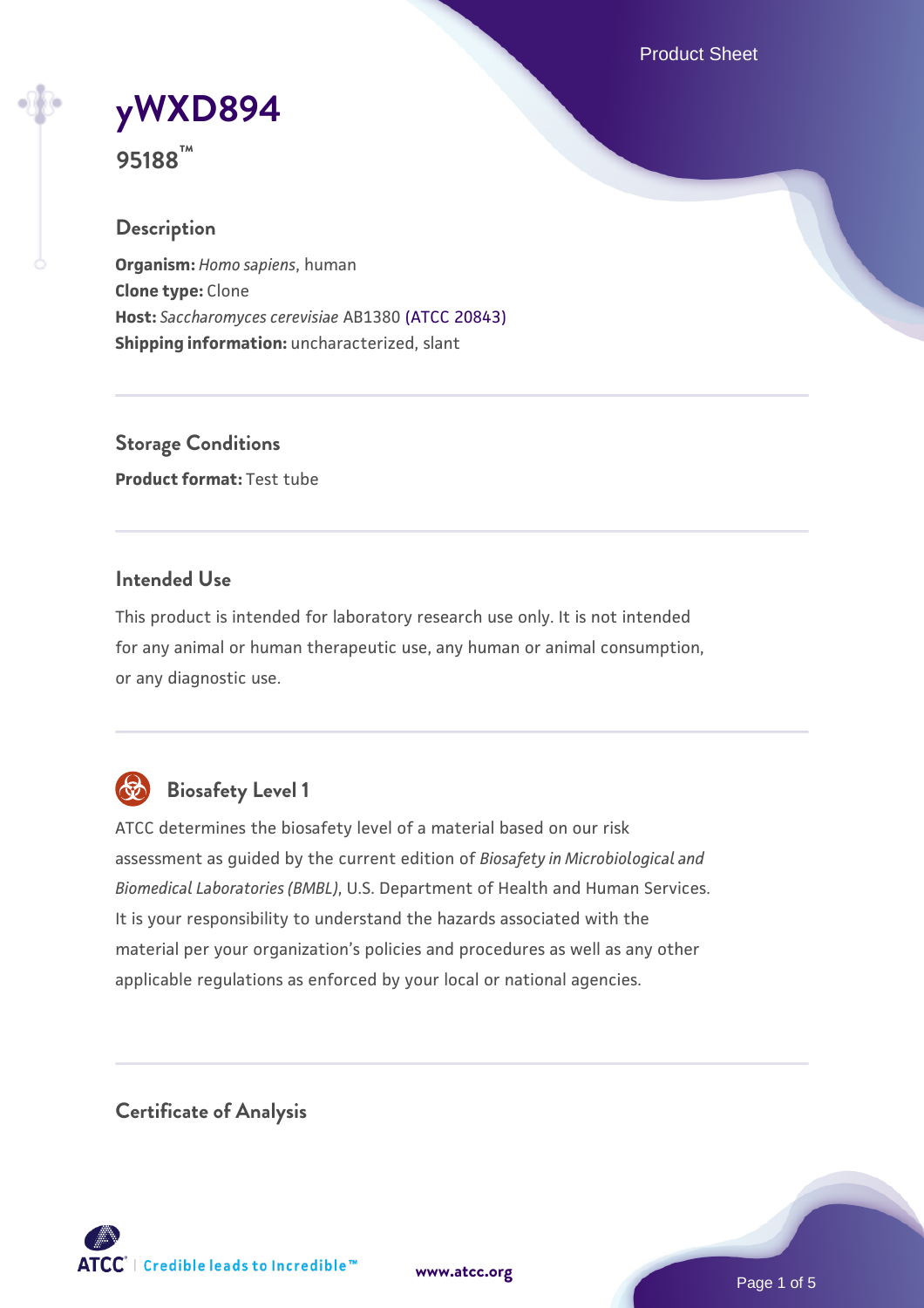# yWXD894

**95188™**

## Description

**Organism:** *Homo sapiens*, human
**Clone type:** Clone
**Host:** *Saccharomyces cerevisiae* AB1380 (ATCC 20843)
**Shipping information:** uncharacterized, slant

## Storage Conditions

**Product format:** Test tube

## Intended Use

This product is intended for laboratory research use only. It is not intended for any animal or human therapeutic use, any human or animal consumption, or any diagnostic use.

## Biosafety Level 1

ATCC determines the biosafety level of a material based on our risk assessment as guided by the current edition of *Biosafety in Microbiological and Biomedical Laboratories (BMBL)*, U.S. Department of Health and Human Services. It is your responsibility to understand the hazards associated with the material per your organization's policies and procedures as well as any other applicable regulations as enforced by your local or national agencies.

## Certificate of Analysis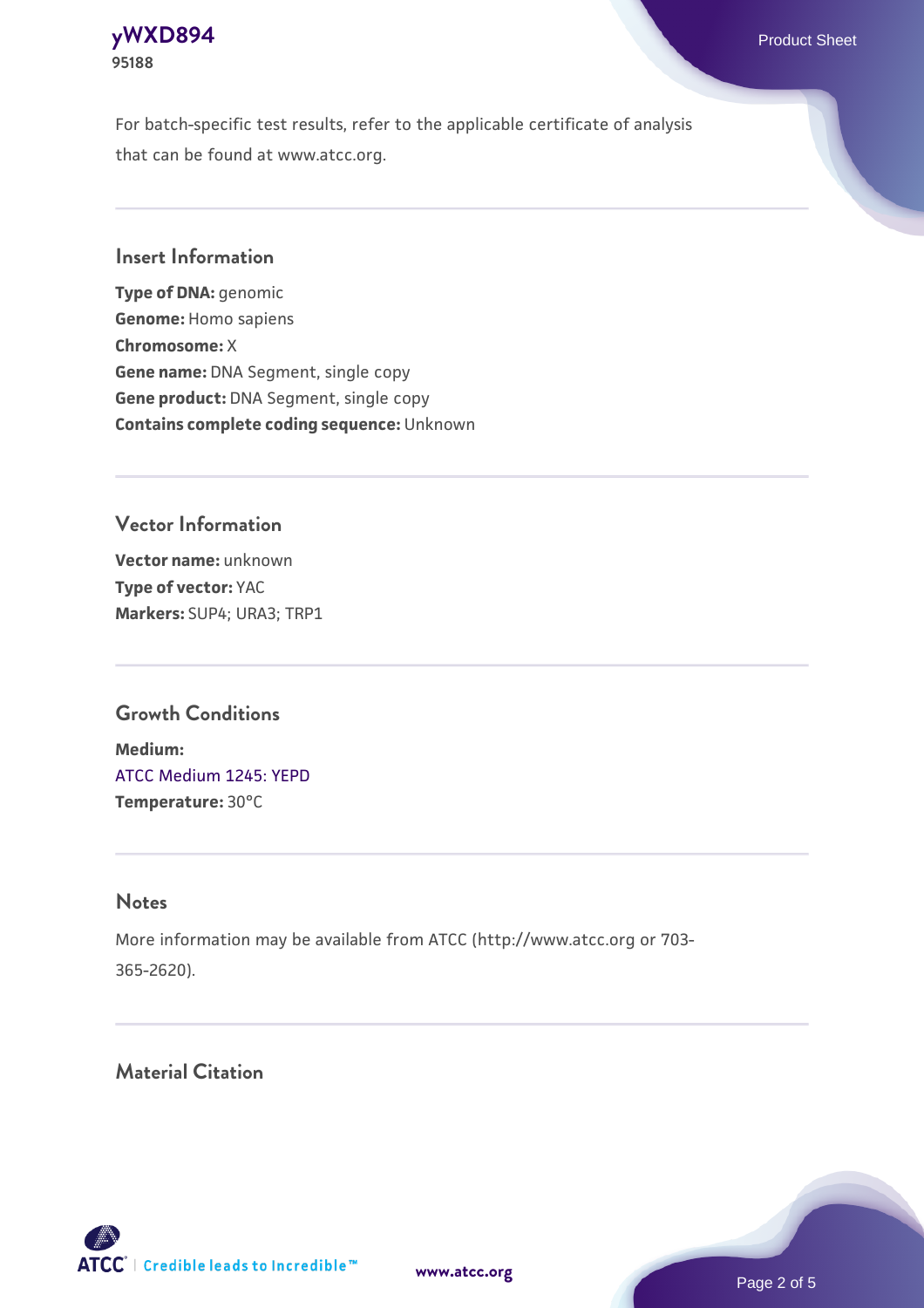For batch-specific test results, refer to the applicable certificate of analysis that can be found at www.atcc.org.

## Insert Information

**Type of DNA:** genomic
**Genome:** Homo sapiens
**Chromosome:** X
**Gene name:** DNA Segment, single copy
**Gene product:** DNA Segment, single copy
**Contains complete coding sequence:** Unknown

## Vector Information

**Vector name:** unknown
**Type of vector:** YAC
**Markers:** SUP4; URA3; TRP1

## Growth Conditions

**Medium:**
ATCC Medium 1245: YEPD
**Temperature:** 30°C

## Notes

More information may be available from ATCC (http://www.atcc.org or 703-365-2620).

## Material Citation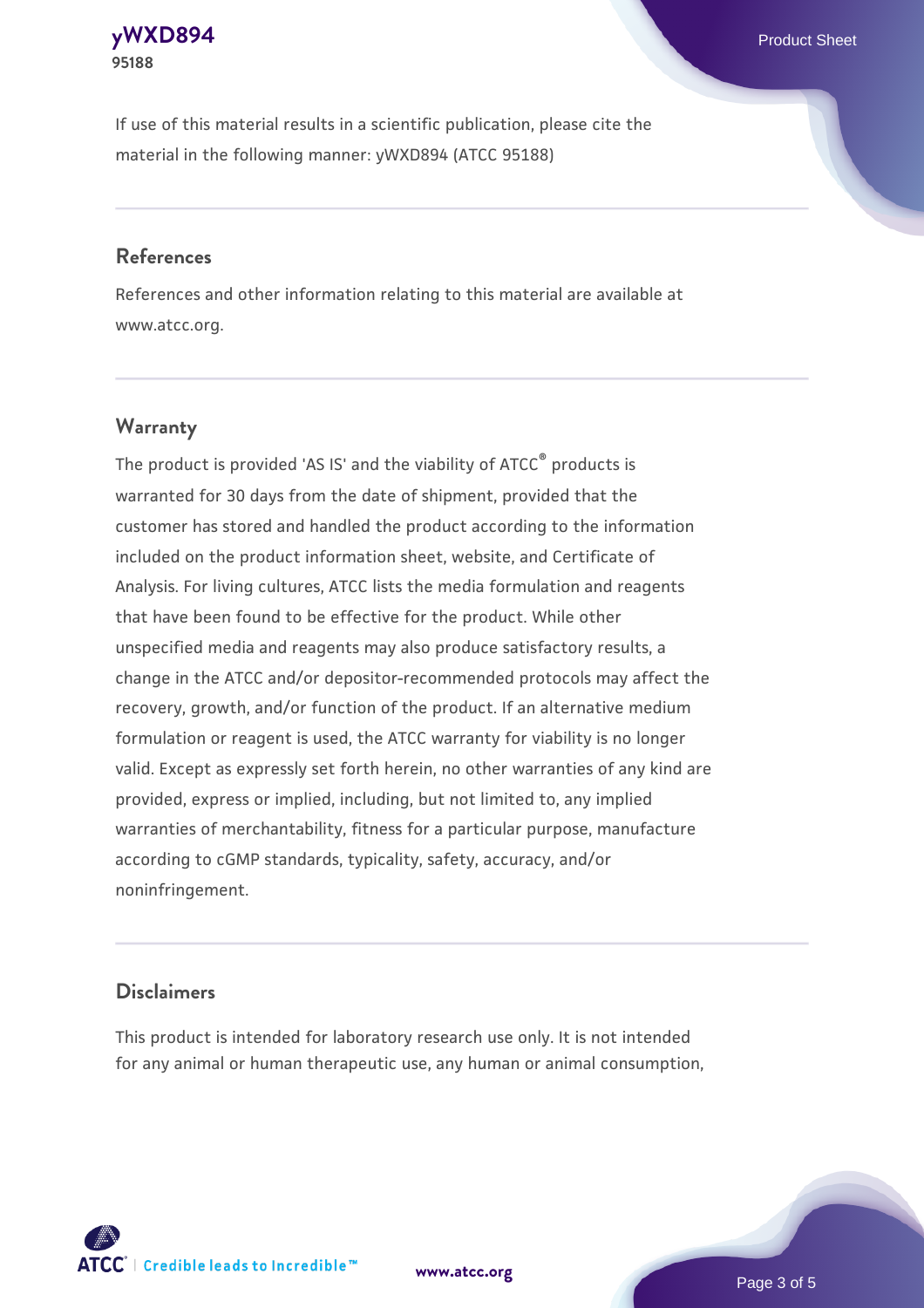If use of this material results in a scientific publication, please cite the material in the following manner: yWXD894 (ATCC 95188)

## References

References and other information relating to this material are available at www.atcc.org.

## Warranty

The product is provided 'AS IS' and the viability of ATCC® products is warranted for 30 days from the date of shipment, provided that the customer has stored and handled the product according to the information included on the product information sheet, website, and Certificate of Analysis. For living cultures, ATCC lists the media formulation and reagents that have been found to be effective for the product. While other unspecified media and reagents may also produce satisfactory results, a change in the ATCC and/or depositor-recommended protocols may affect the recovery, growth, and/or function of the product. If an alternative medium formulation or reagent is used, the ATCC warranty for viability is no longer valid. Except as expressly set forth herein, no other warranties of any kind are provided, express or implied, including, but not limited to, any implied warranties of merchantability, fitness for a particular purpose, manufacture according to cGMP standards, typicality, safety, accuracy, and/or noninfringement.

## Disclaimers

This product is intended for laboratory research use only. It is not intended for any animal or human therapeutic use, any human or animal consumption,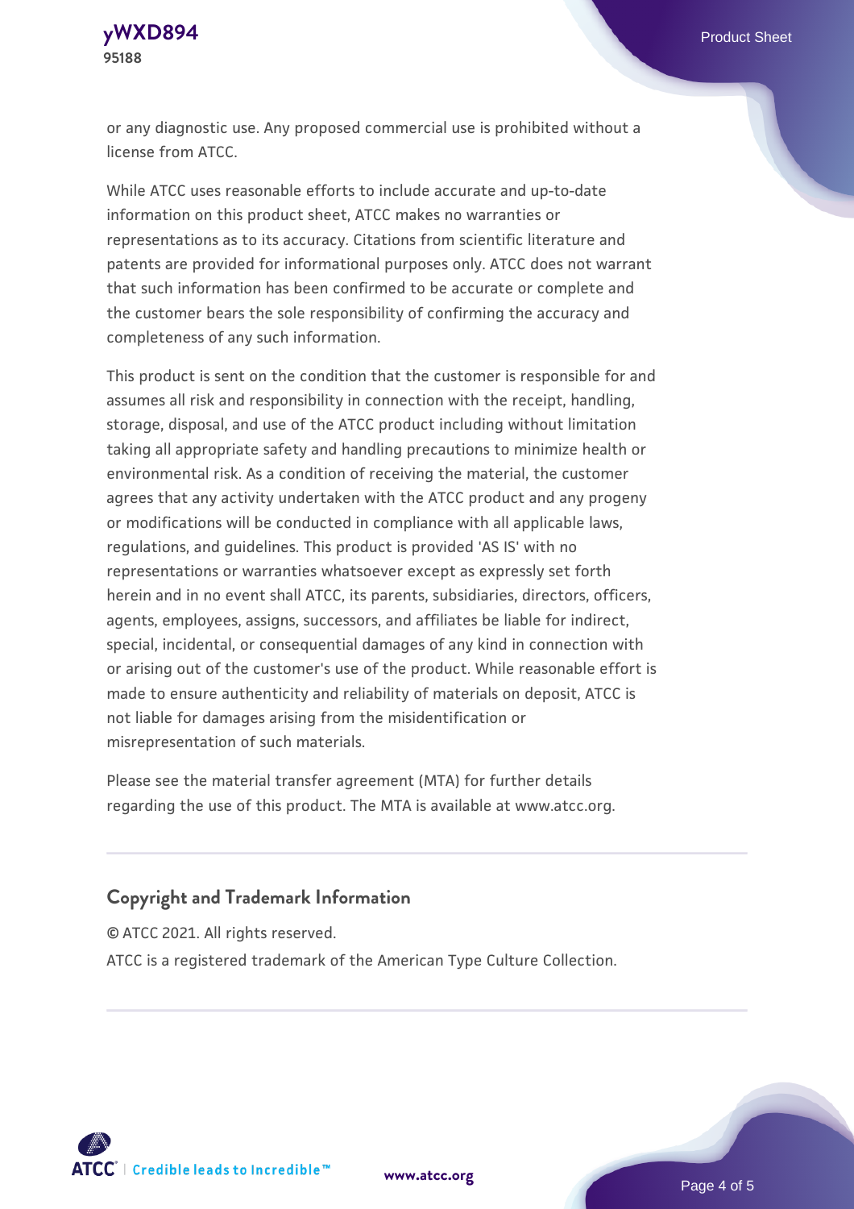or any diagnostic use. Any proposed commercial use is prohibited without a license from ATCC.

While ATCC uses reasonable efforts to include accurate and up-to-date information on this product sheet, ATCC makes no warranties or representations as to its accuracy. Citations from scientific literature and patents are provided for informational purposes only. ATCC does not warrant that such information has been confirmed to be accurate or complete and the customer bears the sole responsibility of confirming the accuracy and completeness of any such information.

This product is sent on the condition that the customer is responsible for and assumes all risk and responsibility in connection with the receipt, handling, storage, disposal, and use of the ATCC product including without limitation taking all appropriate safety and handling precautions to minimize health or environmental risk. As a condition of receiving the material, the customer agrees that any activity undertaken with the ATCC product and any progeny or modifications will be conducted in compliance with all applicable laws, regulations, and guidelines. This product is provided 'AS IS' with no representations or warranties whatsoever except as expressly set forth herein and in no event shall ATCC, its parents, subsidiaries, directors, officers, agents, employees, assigns, successors, and affiliates be liable for indirect, special, incidental, or consequential damages of any kind in connection with or arising out of the customer's use of the product. While reasonable effort is made to ensure authenticity and reliability of materials on deposit, ATCC is not liable for damages arising from the misidentification or misrepresentation of such materials.

Please see the material transfer agreement (MTA) for further details regarding the use of this product. The MTA is available at www.atcc.org.

## Copyright and Trademark Information

© ATCC 2021. All rights reserved.

ATCC is a registered trademark of the American Type Culture Collection.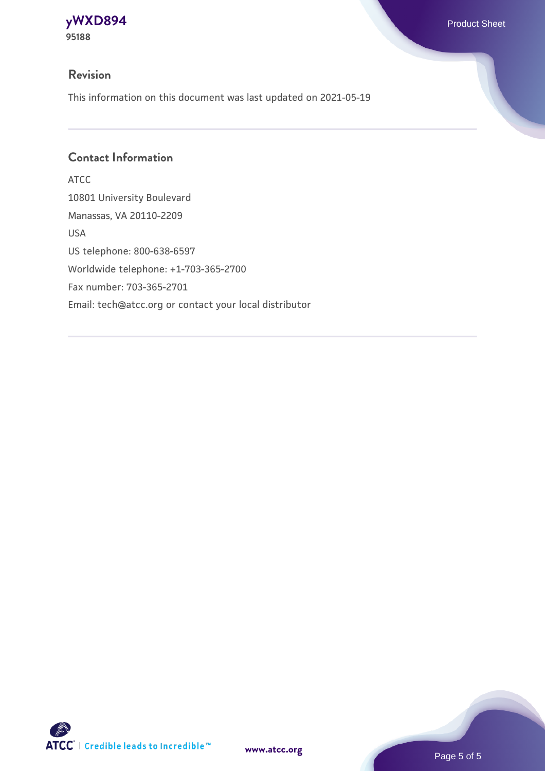## Revision

This information on this document was last updated on 2021-05-19

## Contact Information

ATCC
10801 University Boulevard
Manassas, VA 20110-2209
USA
US telephone: 800-638-6597
Worldwide telephone: +1-703-365-2700
Fax number: 703-365-2701
Email: tech@atcc.org or contact your local distributor